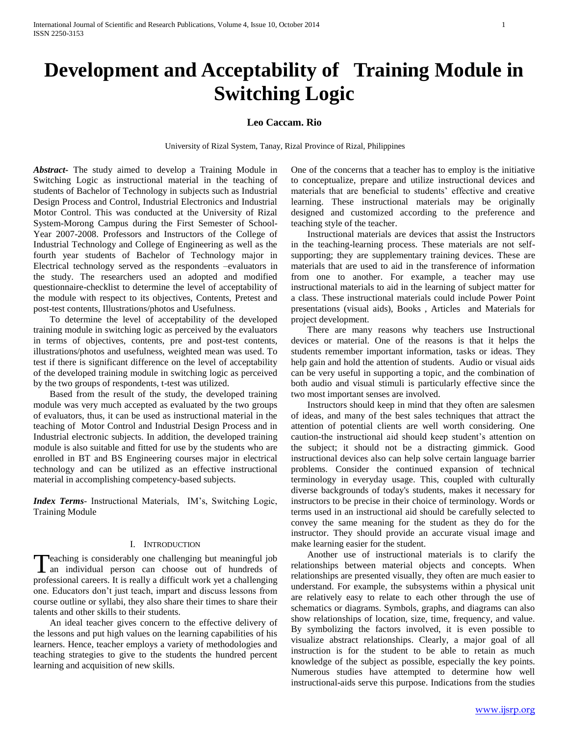# Development and Acceptability of Training Module in Switching Logic

**Leo Caccam. Rio**

University of Rizal System, Tanay, Rizal Province of Rizal, Philippines

***Abstract***- The study aimed to develop a Training Module in Switching Logic as instructional material in the teaching of students of Bachelor of Technology in subjects such as Industrial Design Process and Control, Industrial Electronics and Industrial Motor Control. This was conducted at the University of Rizal System-Morong Campus during the First Semester of School-Year 2007-2008. Professors and Instructors of the College of Industrial Technology and College of Engineering as well as the fourth year students of Bachelor of Technology major in Electrical technology served as the respondents –evaluators in the study. The researchers used an adopted and modified questionnaire-checklist to determine the level of acceptability of the module with respect to its objectives, Contents, Pretest and post-test contents, Illustrations/photos and Usefulness.

To determine the level of acceptability of the developed training module in switching logic as perceived by the evaluators in terms of objectives, contents, pre and post-test contents, illustrations/photos and usefulness, weighted mean was used. To test if there is significant difference on the level of acceptability of the developed training module in switching logic as perceived by the two groups of respondents, t-test was utilized.

Based from the result of the study, the developed training module was very much accepted as evaluated by the two groups of evaluators, thus, it can be used as instructional material in the teaching of Motor Control and Industrial Design Process and in Industrial electronic subjects. In addition, the developed training module is also suitable and fitted for use by the students who are enrolled in BT and BS Engineering courses major in electrical technology and can be utilized as an effective instructional material in accomplishing competency-based subjects.

***Index Terms***- Instructional Materials, IM's, Switching Logic, Training Module

## I. Introduction

Teaching is considerably one challenging but meaningful job an individual person can choose out of hundreds of professional careers. It is really a difficult work yet a challenging one. Educators don't just teach, impart and discuss lessons from course outline or syllabi, they also share their times to share their talents and other skills to their students.

An ideal teacher gives concern to the effective delivery of the lessons and put high values on the learning capabilities of his learners. Hence, teacher employs a variety of methodologies and teaching strategies to give to the students the hundred percent learning and acquisition of new skills.

One of the concerns that a teacher has to employ is the initiative to conceptualize, prepare and utilize instructional devices and materials that are beneficial to students' effective and creative learning. These instructional materials may be originally designed and customized according to the preference and teaching style of the teacher.

Instructional materials are devices that assist the Instructors in the teaching-learning process. These materials are not self-supporting; they are supplementary training devices. These are materials that are used to aid in the transference of information from one to another. For example, a teacher may use instructional materials to aid in the learning of subject matter for a class. These instructional materials could include Power Point presentations (visual aids), Books , Articles and Materials for project development.

There are many reasons why teachers use Instructional devices or material. One of the reasons is that it helps the students remember important information, tasks or ideas. They help gain and hold the attention of students. Audio or visual aids can be very useful in supporting a topic, and the combination of both audio and visual stimuli is particularly effective since the two most important senses are involved.

Instructors should keep in mind that they often are salesmen of ideas, and many of the best sales techniques that attract the attention of potential clients are well worth considering. One caution-the instructional aid should keep student's attention on the subject; it should not be a distracting gimmick. Good instructional devices also can help solve certain language barrier problems. Consider the continued expansion of technical terminology in everyday usage. This, coupled with culturally diverse backgrounds of today's students, makes it necessary for instructors to be precise in their choice of terminology. Words or terms used in an instructional aid should be carefully selected to convey the same meaning for the student as they do for the instructor. They should provide an accurate visual image and make learning easier for the student.

Another use of instructional materials is to clarify the relationships between material objects and concepts. When relationships are presented visually, they often are much easier to understand. For example, the subsystems within a physical unit are relatively easy to relate to each other through the use of schematics or diagrams. Symbols, graphs, and diagrams can also show relationships of location, size, time, frequency, and value. By symbolizing the factors involved, it is even possible to visualize abstract relationships. Clearly, a major goal of all instruction is for the student to be able to retain as much knowledge of the subject as possible, especially the key points. Numerous studies have attempted to determine how well instructional-aids serve this purpose. Indications from the studies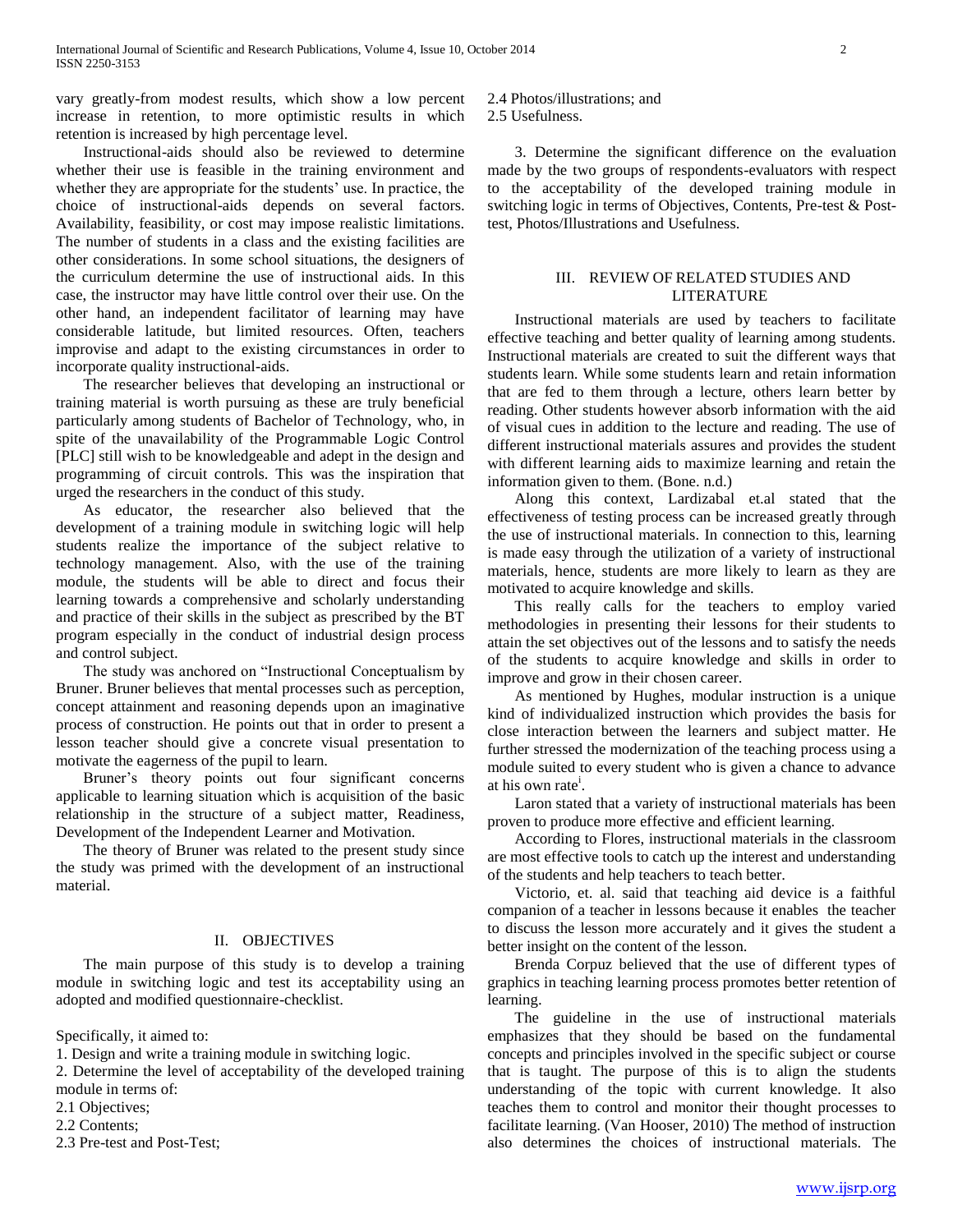vary greatly-from modest results, which show a low percent increase in retention, to more optimistic results in which retention is increased by high percentage level.

Instructional-aids should also be reviewed to determine whether their use is feasible in the training environment and whether they are appropriate for the students' use. In practice, the choice of instructional-aids depends on several factors. Availability, feasibility, or cost may impose realistic limitations. The number of students in a class and the existing facilities are other considerations. In some school situations, the designers of the curriculum determine the use of instructional aids. In this case, the instructor may have little control over their use. On the other hand, an independent facilitator of learning may have considerable latitude, but limited resources. Often, teachers improvise and adapt to the existing circumstances in order to incorporate quality instructional-aids.

The researcher believes that developing an instructional or training material is worth pursuing as these are truly beneficial particularly among students of Bachelor of Technology, who, in spite of the unavailability of the Programmable Logic Control [PLC] still wish to be knowledgeable and adept in the design and programming of circuit controls. This was the inspiration that urged the researchers in the conduct of this study.

As educator, the researcher also believed that the development of a training module in switching logic will help students realize the importance of the subject relative to technology management. Also, with the use of the training module, the students will be able to direct and focus their learning towards a comprehensive and scholarly understanding and practice of their skills in the subject as prescribed by the BT program especially in the conduct of industrial design process and control subject.

The study was anchored on "Instructional Conceptualism by Bruner. Bruner believes that mental processes such as perception, concept attainment and reasoning depends upon an imaginative process of construction. He points out that in order to present a lesson teacher should give a concrete visual presentation to motivate the eagerness of the pupil to learn.

Bruner's theory points out four significant concerns applicable to learning situation which is acquisition of the basic relationship in the structure of a subject matter, Readiness, Development of the Independent Learner and Motivation.

The theory of Bruner was related to the present study since the study was primed with the development of an instructional material.

## II. OBJECTIVES

The main purpose of this study is to develop a training module in switching logic and test its acceptability using an adopted and modified questionnaire-checklist.

Specifically, it aimed to:

1. Design and write a training module in switching logic.
2. Determine the level of acceptability of the developed training module in terms of:

2.1 Objectives;
2.2 Contents;
2.3 Pre-test and Post-Test;
2.4 Photos/illustrations; and
2.5 Usefulness.

3. Determine the significant difference on the evaluation made by the two groups of respondents-evaluators with respect to the acceptability of the developed training module in switching logic in terms of Objectives, Contents, Pre-test & Post-test, Photos/Illustrations and Usefulness.

## III. REVIEW OF RELATED STUDIES AND LITERATURE

Instructional materials are used by teachers to facilitate effective teaching and better quality of learning among students. Instructional materials are created to suit the different ways that students learn. While some students learn and retain information that are fed to them through a lecture, others learn better by reading. Other students however absorb information with the aid of visual cues in addition to the lecture and reading. The use of different instructional materials assures and provides the student with different learning aids to maximize learning and retain the information given to them. (Bone. n.d.)

Along this context, Lardizabal et.al stated that the effectiveness of testing process can be increased greatly through the use of instructional materials. In connection to this, learning is made easy through the utilization of a variety of instructional materials, hence, students are more likely to learn as they are motivated to acquire knowledge and skills.

This really calls for the teachers to employ varied methodologies in presenting their lessons for their students to attain the set objectives out of the lessons and to satisfy the needs of the students to acquire knowledge and skills in order to improve and grow in their chosen career.

As mentioned by Hughes, modular instruction is a unique kind of individualized instruction which provides the basis for close interaction between the learners and subject matter. He further stressed the modernization of the teaching process using a module suited to every student who is given a chance to advance at his own rate[i].

Laron stated that a variety of instructional materials has been proven to produce more effective and efficient learning.

According to Flores, instructional materials in the classroom are most effective tools to catch up the interest and understanding of the students and help teachers to teach better.

Victorio, et. al. said that teaching aid device is a faithful companion of a teacher in lessons because it enables the teacher to discuss the lesson more accurately and it gives the student a better insight on the content of the lesson.

Brenda Corpuz believed that the use of different types of graphics in teaching learning process promotes better retention of learning.

The guideline in the use of instructional materials emphasizes that they should be based on the fundamental concepts and principles involved in the specific subject or course that is taught. The purpose of this is to align the students understanding of the topic with current knowledge. It also teaches them to control and monitor their thought processes to facilitate learning. (Van Hooser, 2010) The method of instruction also determines the choices of instructional materials. The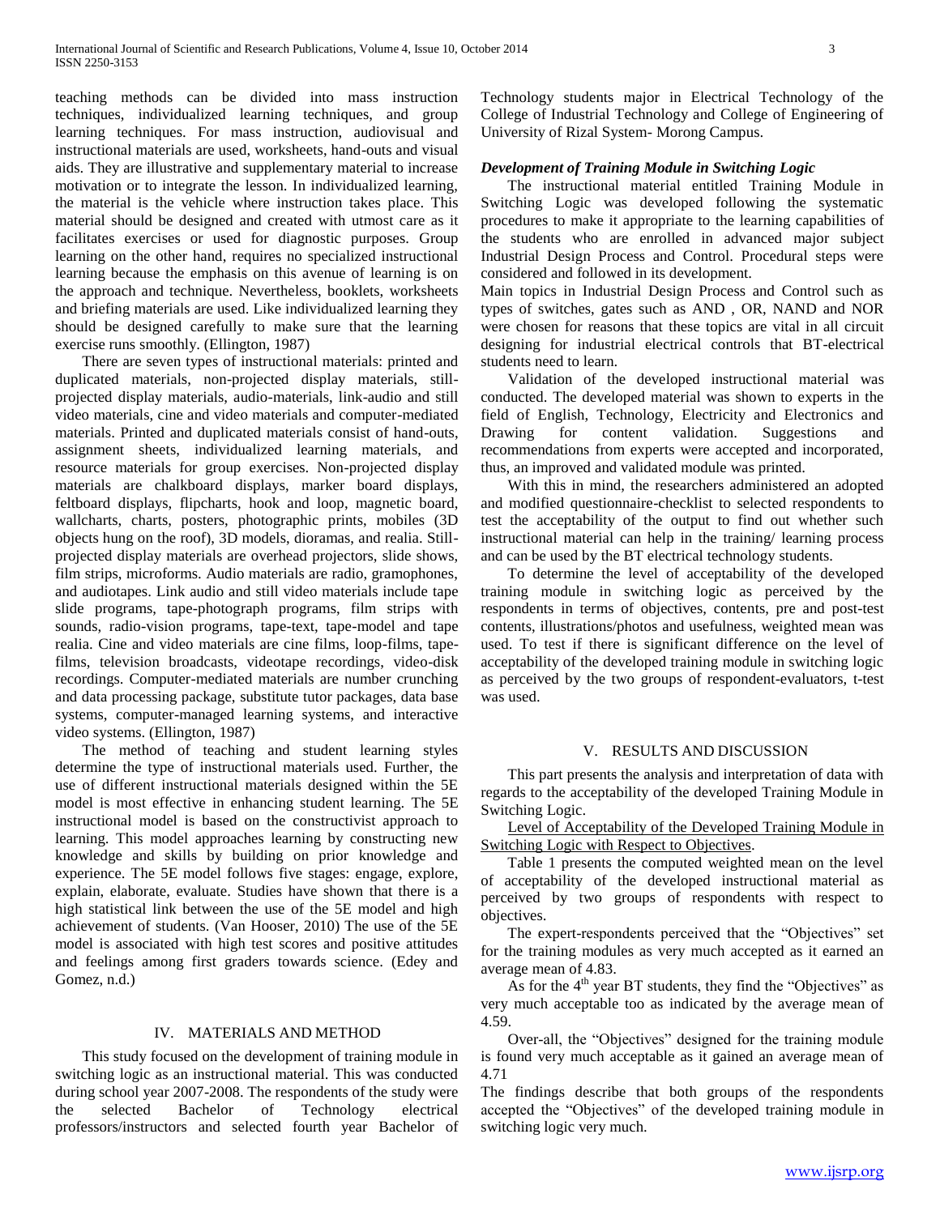teaching methods can be divided into mass instruction techniques, individualized learning techniques, and group learning techniques. For mass instruction, audiovisual and instructional materials are used, worksheets, hand-outs and visual aids. They are illustrative and supplementary material to increase motivation or to integrate the lesson. In individualized learning, the material is the vehicle where instruction takes place. This material should be designed and created with utmost care as it facilitates exercises or used for diagnostic purposes. Group learning on the other hand, requires no specialized instructional learning because the emphasis on this avenue of learning is on the approach and technique. Nevertheless, booklets, worksheets and briefing materials are used. Like individualized learning they should be designed carefully to make sure that the learning exercise runs smoothly. (Ellington, 1987)

There are seven types of instructional materials: printed and duplicated materials, non-projected display materials, still-projected display materials, audio-materials, link-audio and still video materials, cine and video materials and computer-mediated materials. Printed and duplicated materials consist of hand-outs, assignment sheets, individualized learning materials, and resource materials for group exercises. Non-projected display materials are chalkboard displays, marker board displays, feltboard displays, flipcharts, hook and loop, magnetic board, wallcharts, charts, posters, photographic prints, mobiles (3D objects hung on the roof), 3D models, dioramas, and realia. Still-projected display materials are overhead projectors, slide shows, film strips, microforms. Audio materials are radio, gramophones, and audiotapes. Link audio and still video materials include tape slide programs, tape-photograph programs, film strips with sounds, radio-vision programs, tape-text, tape-model and tape realia. Cine and video materials are cine films, loop-films, tape-films, television broadcasts, videotape recordings, video-disk recordings. Computer-mediated materials are number crunching and data processing package, substitute tutor packages, data base systems, computer-managed learning systems, and interactive video systems. (Ellington, 1987)

The method of teaching and student learning styles determine the type of instructional materials used. Further, the use of different instructional materials designed within the 5E model is most effective in enhancing student learning. The 5E instructional model is based on the constructivist approach to learning. This model approaches learning by constructing new knowledge and skills by building on prior knowledge and experience. The 5E model follows five stages: engage, explore, explain, elaborate, evaluate. Studies have shown that there is a high statistical link between the use of the 5E model and high achievement of students. (Van Hooser, 2010) The use of the 5E model is associated with high test scores and positive attitudes and feelings among first graders towards science. (Edey and Gomez, n.d.)

## IV. MATERIALS AND METHOD

This study focused on the development of training module in switching logic as an instructional material. This was conducted during school year 2007-2008. The respondents of the study were the selected Bachelor of Technology electrical professors/instructors and selected fourth year Bachelor of Technology students major in Electrical Technology of the College of Industrial Technology and College of Engineering of University of Rizal System- Morong Campus.

### *Development of Training Module in Switching Logic*

The instructional material entitled Training Module in Switching Logic was developed following the systematic procedures to make it appropriate to the learning capabilities of the students who are enrolled in advanced major subject Industrial Design Process and Control. Procedural steps were considered and followed in its development.

Main topics in Industrial Design Process and Control such as types of switches, gates such as AND , OR, NAND and NOR were chosen for reasons that these topics are vital in all circuit designing for industrial electrical controls that BT-electrical students need to learn.

Validation of the developed instructional material was conducted. The developed material was shown to experts in the field of English, Technology, Electricity and Electronics and Drawing for content validation. Suggestions and recommendations from experts were accepted and incorporated, thus, an improved and validated module was printed.

With this in mind, the researchers administered an adopted and modified questionnaire-checklist to selected respondents to test the acceptability of the output to find out whether such instructional material can help in the training/ learning process and can be used by the BT electrical technology students.

To determine the level of acceptability of the developed training module in switching logic as perceived by the respondents in terms of objectives, contents, pre and post-test contents, illustrations/photos and usefulness, weighted mean was used. To test if there is significant difference on the level of acceptability of the developed training module in switching logic as perceived by the two groups of respondent-evaluators, t-test was used.

## V. RESULTS AND DISCUSSION

This part presents the analysis and interpretation of data with regards to the acceptability of the developed Training Module in Switching Logic.

<u>Level of Acceptability of the Developed Training Module in Switching Logic with Respect to Objectives</u>.

Table 1 presents the computed weighted mean on the level of acceptability of the developed instructional material as perceived by two groups of respondents with respect to objectives.

The expert-respondents perceived that the "Objectives" set for the training modules as very much accepted as it earned an average mean of 4.83.

As for the 4th year BT students, they find the "Objectives" as very much acceptable too as indicated by the average mean of 4.59.

Over-all, the "Objectives" designed for the training module is found very much acceptable as it gained an average mean of 4.71

The findings describe that both groups of the respondents accepted the "Objectives" of the developed training module in switching logic very much.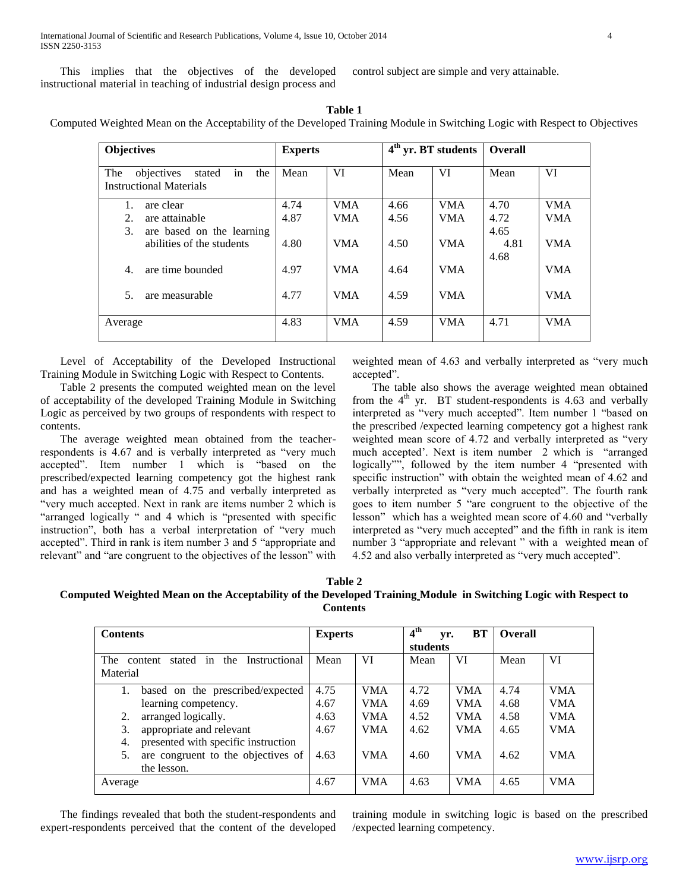This implies that the objectives of the developed instructional material in teaching of industrial design process and control subject are simple and very attainable.

**Table 1**

Computed Weighted Mean on the Acceptability of the Developed Training Module in Switching Logic with Respect to Objectives

| Objectives | Experts | | 4th yr. BT students | | Overall | |
|---|---|---|---|---|---|---|
| The objectives stated in the Instructional Materials | Mean | VI | Mean | VI | Mean | VI |
| 1. are clear | 4.74 | VMA | 4.66 | VMA | 4.70 | VMA |
| 2. are attainable | 4.87 | VMA | 4.56 | VMA | 4.72 | VMA |
| 3. are based on the learning abilities of the students | 4.80 | VMA | 4.50 | VMA | 4.65 | VMA |
| 4. are time bounded | 4.97 | VMA | 4.64 | VMA | 4.81 | VMA |
| 5. are measurable | 4.77 | VMA | 4.59 | VMA | 4.68 | VMA |
| Average | 4.83 | VMA | 4.59 | VMA | 4.71 | VMA |

Level of Acceptability of the Developed Instructional Training Module in Switching Logic with Respect to Contents.

Table 2 presents the computed weighted mean on the level of acceptability of the developed Training Module in Switching Logic as perceived by two groups of respondents with respect to contents.

The average weighted mean obtained from the teacher-respondents is 4.67 and is verbally interpreted as "very much accepted". Item number 1 which is "based on the prescribed/expected learning competency got the highest rank and has a weighted mean of 4.75 and verbally interpreted as "very much accepted. Next in rank are items number 2 which is "arranged logically " and 4 which is "presented with specific instruction", both has a verbal interpretation of "very much accepted". Third in rank is item number 3 and 5 "appropriate and relevant" and "are congruent to the objectives of the lesson" with weighted mean of 4.63 and verbally interpreted as "very much accepted".

The table also shows the average weighted mean obtained from the 4th yr. BT student-respondents is 4.63 and verbally interpreted as "very much accepted". Item number 1 "based on the prescribed /expected learning competency got a highest rank weighted mean score of 4.72 and verbally interpreted as "very much accepted'. Next is item number 2 which is "arranged logically"", followed by the item number 4 "presented with specific instruction" with obtain the weighted mean of 4.62 and verbally interpreted as "very much accepted". The fourth rank goes to item number 5 "are congruent to the objective of the lesson" which has a weighted mean score of 4.60 and "verbally interpreted as "very much accepted" and the fifth in rank is item number 3 "appropriate and relevant " with a weighted mean of 4.52 and also verbally interpreted as "very much accepted".

**Table 2**

**Computed Weighted Mean on the Acceptability of the Developed Training Module in Switching Logic with Respect to Contents**

| Contents | Experts | | 4th yr. BT students | | Overall | |
|---|---|---|---|---|---|---|
| The content stated in the Instructional Material | Mean | VI | Mean | VI | Mean | VI |
| 1. based on the prescribed/expected learning competency. | 4.75 | VMA | 4.72 | VMA | 4.74 | VMA |
| 2. arranged logically. | 4.67 | VMA | 4.69 | VMA | 4.68 | VMA |
| 3. appropriate and relevant | 4.63 | VMA | 4.52 | VMA | 4.58 | VMA |
| 4. presented with specific instruction | 4.67 | VMA | 4.62 | VMA | 4.65 | VMA |
| 5. are congruent to the objectives of the lesson. | 4.63 | VMA | 4.60 | VMA | 4.62 | VMA |
| Average | 4.67 | VMA | 4.63 | VMA | 4.65 | VMA |

The findings revealed that both the student-respondents and expert-respondents perceived that the content of the developed training module in switching logic is based on the prescribed /expected learning competency.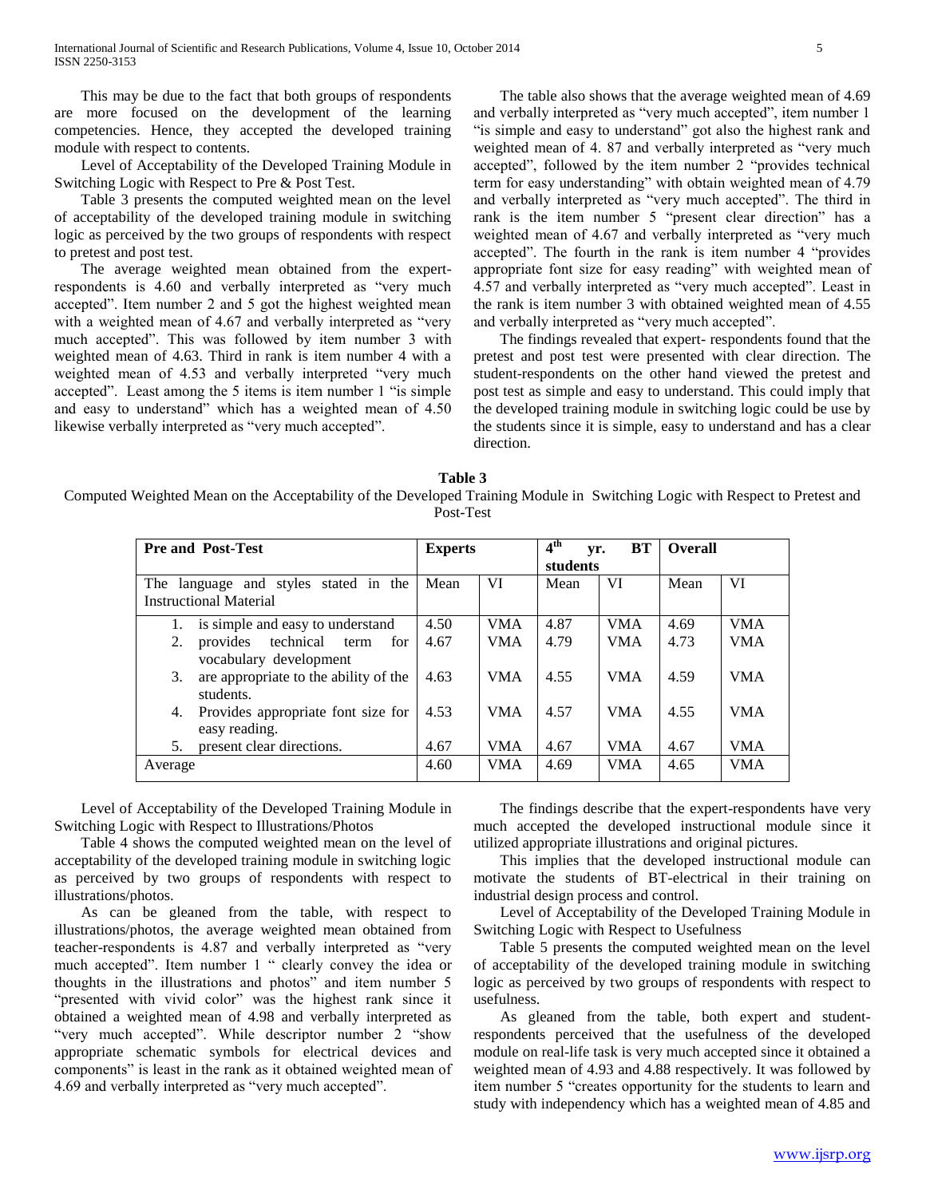This may be due to the fact that both groups of respondents are more focused on the development of the learning competencies. Hence, they accepted the developed training module with respect to contents.

Level of Acceptability of the Developed Training Module in Switching Logic with Respect to Pre & Post Test.

Table 3 presents the computed weighted mean on the level of acceptability of the developed training module in switching logic as perceived by the two groups of respondents with respect to pretest and post test.

The average weighted mean obtained from the expert-respondents is 4.60 and verbally interpreted as "very much accepted". Item number 2 and 5 got the highest weighted mean with a weighted mean of 4.67 and verbally interpreted as "very much accepted". This was followed by item number 3 with weighted mean of 4.63. Third in rank is item number 4 with a weighted mean of 4.53 and verbally interpreted "very much accepted". Least among the 5 items is item number 1 "is simple and easy to understand" which has a weighted mean of 4.50 likewise verbally interpreted as "very much accepted".

The table also shows that the average weighted mean of 4.69 and verbally interpreted as "very much accepted", item number 1 "is simple and easy to understand" got also the highest rank and weighted mean of 4. 87 and verbally interpreted as "very much accepted", followed by the item number 2 "provides technical term for easy understanding" with obtain weighted mean of 4.79 and verbally interpreted as "very much accepted". The third in rank is the item number 5 "present clear direction" has a weighted mean of 4.67 and verbally interpreted as "very much accepted". The fourth in the rank is item number 4 "provides appropriate font size for easy reading" with weighted mean of 4.57 and verbally interpreted as "very much accepted". Least in the rank is item number 3 with obtained weighted mean of 4.55 and verbally interpreted as "very much accepted".

The findings revealed that expert- respondents found that the pretest and post test were presented with clear direction. The student-respondents on the other hand viewed the pretest and post test as simple and easy to understand. This could imply that the developed training module in switching logic could be use by the students since it is simple, easy to understand and has a clear direction.

**Table 3**

Computed Weighted Mean on the Acceptability of the Developed Training Module in Switching Logic with Respect to Pretest and Post-Test

| Pre and Post-Test | Experts | | 4th yr. BT students | | Overall | |
|---|---|---|---|---|---|---|
| The language and styles stated in the Instructional Material | Mean | VI | Mean | VI | Mean | VI |
| 1. is simple and easy to understand | 4.50 | VMA | 4.87 | VMA | 4.69 | VMA |
| 2. provides technical term for vocabulary development | 4.67 | VMA | 4.79 | VMA | 4.73 | VMA |
| 3. are appropriate to the ability of the students. | 4.63 | VMA | 4.55 | VMA | 4.59 | VMA |
| 4. Provides appropriate font size for easy reading. | 4.53 | VMA | 4.57 | VMA | 4.55 | VMA |
| 5. present clear directions. | 4.67 | VMA | 4.67 | VMA | 4.67 | VMA |
| Average | 4.60 | VMA | 4.69 | VMA | 4.65 | VMA |

Level of Acceptability of the Developed Training Module in Switching Logic with Respect to Illustrations/Photos

Table 4 shows the computed weighted mean on the level of acceptability of the developed training module in switching logic as perceived by two groups of respondents with respect to illustrations/photos.

As can be gleaned from the table, with respect to illustrations/photos, the average weighted mean obtained from teacher-respondents is 4.87 and verbally interpreted as "very much accepted". Item number 1 " clearly convey the idea or thoughts in the illustrations and photos" and item number 5 "presented with vivid color" was the highest rank since it obtained a weighted mean of 4.98 and verbally interpreted as "very much accepted". While descriptor number 2 "show appropriate schematic symbols for electrical devices and components" is least in the rank as it obtained weighted mean of 4.69 and verbally interpreted as "very much accepted".

The findings describe that the expert-respondents have very much accepted the developed instructional module since it utilized appropriate illustrations and original pictures.

This implies that the developed instructional module can motivate the students of BT-electrical in their training on industrial design process and control.

Level of Acceptability of the Developed Training Module in Switching Logic with Respect to Usefulness

Table 5 presents the computed weighted mean on the level of acceptability of the developed training module in switching logic as perceived by two groups of respondents with respect to usefulness.

As gleaned from the table, both expert and student-respondents perceived that the usefulness of the developed module on real-life task is very much accepted since it obtained a weighted mean of 4.93 and 4.88 respectively. It was followed by item number 5 "creates opportunity for the students to learn and study with independency which has a weighted mean of 4.85 and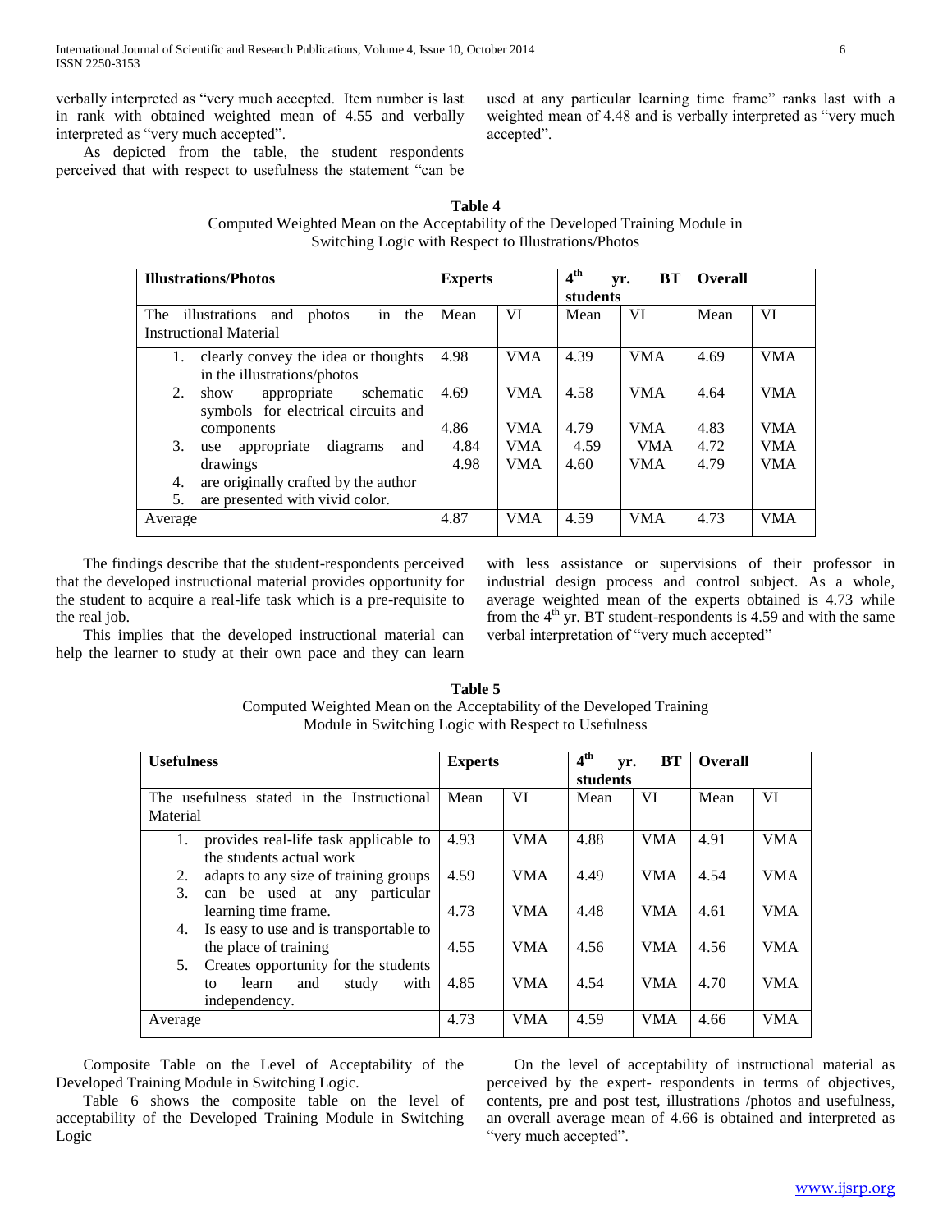verbally interpreted as "very much accepted. Item number is last in rank with obtained weighted mean of 4.55 and verbally interpreted as "very much accepted".

As depicted from the table, the student respondents perceived that with respect to usefulness the statement "can be used at any particular learning time frame" ranks last with a weighted mean of 4.48 and is verbally interpreted as "very much accepted".

**Table 4**
Computed Weighted Mean on the Acceptability of the Developed Training Module in Switching Logic with Respect to Illustrations/Photos

| **Illustrations/Photos** | **Experts** | | **4th yr. BT students** | | **Overall** | |
|---|---|---|---|---|---|---|
| The illustrations and photos in the Instructional Material | Mean | VI | Mean | VI | Mean | VI |
| 1. clearly convey the idea or thoughts in the illustrations/photos | 4.98 | VMA | 4.39 | VMA | 4.69 | VMA |
| 2. show appropriate schematic symbols for electrical circuits and components | 4.69 | VMA | 4.58 | VMA | 4.64 | VMA |
| 3. use appropriate diagrams and drawings | 4.86 | VMA | 4.79 | VMA | 4.83 | VMA |
| 4. are originally crafted by the author | 4.84 | VMA | 4.59 | VMA | 4.72 | VMA |
| 5. are presented with vivid color. | 4.98 | VMA | 4.60 | VMA | 4.79 | VMA |
| Average | 4.87 | VMA | 4.59 | VMA | 4.73 | VMA |

The findings describe that the student-respondents perceived that the developed instructional material provides opportunity for the student to acquire a real-life task which is a pre-requisite to the real job.

This implies that the developed instructional material can help the learner to study at their own pace and they can learn with less assistance or supervisions of their professor in industrial design process and control subject. As a whole, average weighted mean of the experts obtained is 4.73 while from the 4th yr. BT student-respondents is 4.59 and with the same verbal interpretation of "very much accepted"

**Table 5**
Computed Weighted Mean on the Acceptability of the Developed Training Module in Switching Logic with Respect to Usefulness

| **Usefulness** | **Experts** | | **4th yr. BT students** | | **Overall** | |
|---|---|---|---|---|---|---|
| The usefulness stated in the Instructional Material | Mean | VI | Mean | VI | Mean | VI |
| 1. provides real-life task applicable to the students actual work | 4.93 | VMA | 4.88 | VMA | 4.91 | VMA |
| 2. adapts to any size of training groups | 4.59 | VMA | 4.49 | VMA | 4.54 | VMA |
| 3. can be used at any particular learning time frame. | 4.73 | VMA | 4.48 | VMA | 4.61 | VMA |
| 4. Is easy to use and is transportable to the place of training | 4.55 | VMA | 4.56 | VMA | 4.56 | VMA |
| 5. Creates opportunity for the students to learn and study with independency. | 4.85 | VMA | 4.54 | VMA | 4.70 | VMA |
| Average | 4.73 | VMA | 4.59 | VMA | 4.66 | VMA |

Composite Table on the Level of Acceptability of the Developed Training Module in Switching Logic.

Table 6 shows the composite table on the level of acceptability of the Developed Training Module in Switching Logic

On the level of acceptability of instructional material as perceived by the expert- respondents in terms of objectives, contents, pre and post test, illustrations /photos and usefulness, an overall average mean of 4.66 is obtained and interpreted as "very much accepted".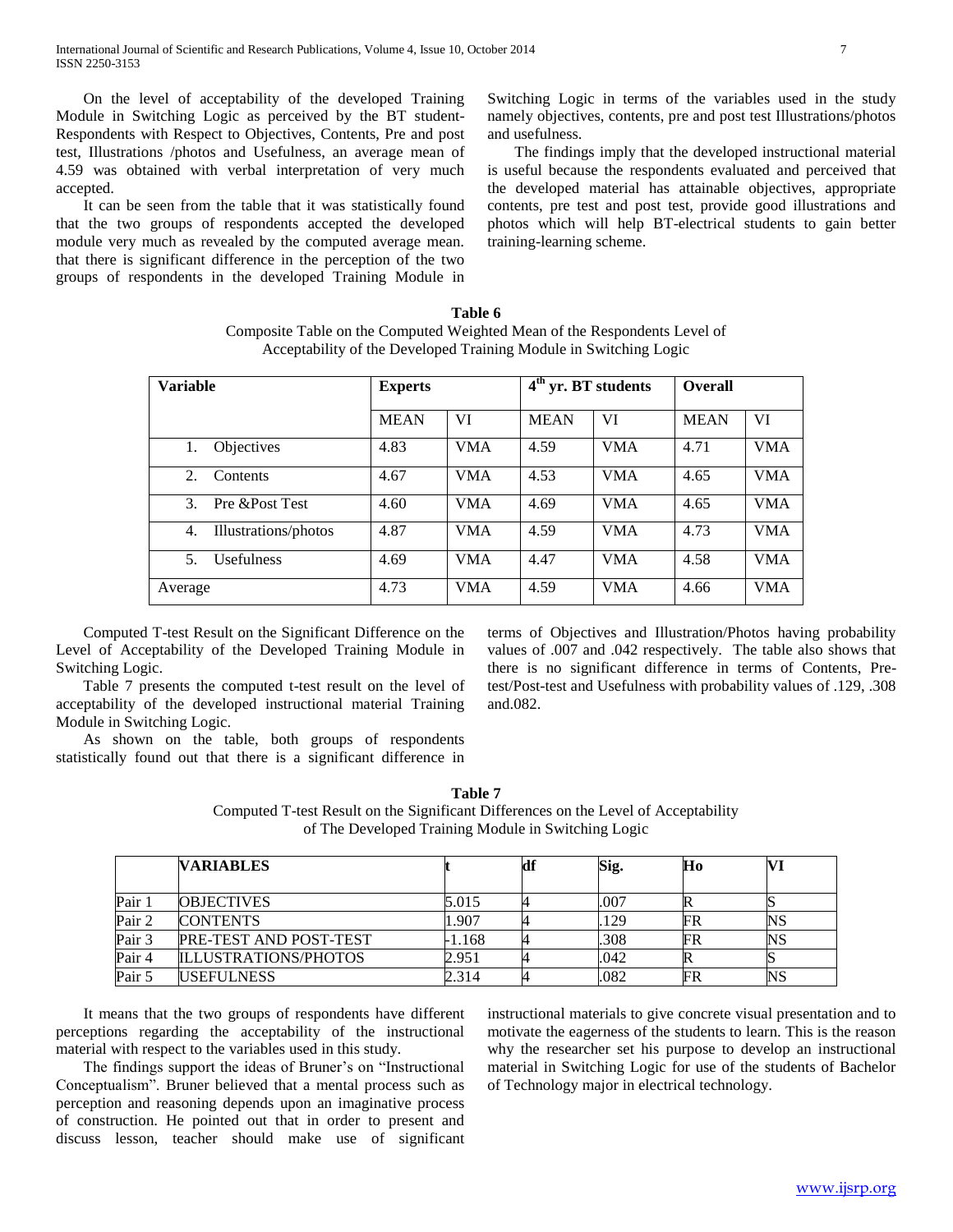On the level of acceptability of the developed Training Module in Switching Logic as perceived by the BT student-Respondents with Respect to Objectives, Contents, Pre and post test, Illustrations /photos and Usefulness, an average mean of 4.59 was obtained with verbal interpretation of very much accepted.

It can be seen from the table that it was statistically found that the two groups of respondents accepted the developed module very much as revealed by the computed average mean. that there is significant difference in the perception of the two groups of respondents in the developed Training Module in Switching Logic in terms of the variables used in the study namely objectives, contents, pre and post test Illustrations/photos and usefulness.

The findings imply that the developed instructional material is useful because the respondents evaluated and perceived that the developed material has attainable objectives, appropriate contents, pre test and post test, provide good illustrations and photos which will help BT-electrical students to gain better training-learning scheme.

**Table 6**
Composite Table on the Computed Weighted Mean of the Respondents Level of Acceptability of the Developed Training Module in Switching Logic

| Variable | Experts | | 4th yr. BT students | | Overall | |
|---|---|---|---|---|---|---|
| | MEAN | VI | MEAN | VI | MEAN | VI |
| 1. Objectives | 4.83 | VMA | 4.59 | VMA | 4.71 | VMA |
| 2. Contents | 4.67 | VMA | 4.53 | VMA | 4.65 | VMA |
| 3. Pre &Post Test | 4.60 | VMA | 4.69 | VMA | 4.65 | VMA |
| 4. Illustrations/photos | 4.87 | VMA | 4.59 | VMA | 4.73 | VMA |
| 5. Usefulness | 4.69 | VMA | 4.47 | VMA | 4.58 | VMA |
| Average | 4.73 | VMA | 4.59 | VMA | 4.66 | VMA |

Computed T-test Result on the Significant Difference on the Level of Acceptability of the Developed Training Module in Switching Logic.

Table 7 presents the computed t-test result on the level of acceptability of the developed instructional material Training Module in Switching Logic.

As shown on the table, both groups of respondents statistically found out that there is a significant difference in terms of Objectives and Illustration/Photos having probability values of .007 and .042 respectively. The table also shows that there is no significant difference in terms of Contents, Pre-test/Post-test and Usefulness with probability values of .129, .308 and.082.

**Table 7**
Computed T-test Result on the Significant Differences on the Level of Acceptability of The Developed Training Module in Switching Logic

| | VARIABLES | t | df | Sig. | Ho | VI |
|---|---|---|---|---|---|---|
| Pair 1 | OBJECTIVES | 5.015 | 4 | .007 | R | S |
| Pair 2 | CONTENTS | 1.907 | 4 | .129 | FR | NS |
| Pair 3 | PRE-TEST AND POST-TEST | -1.168 | 4 | .308 | FR | NS |
| Pair 4 | ILLUSTRATIONS/PHOTOS | 2.951 | 4 | .042 | R | S |
| Pair 5 | USEFULNESS | 2.314 | 4 | .082 | FR | NS |

It means that the two groups of respondents have different perceptions regarding the acceptability of the instructional material with respect to the variables used in this study.

The findings support the ideas of Bruner's on "Instructional Conceptualism". Bruner believed that a mental process such as perception and reasoning depends upon an imaginative process of construction. He pointed out that in order to present and discuss lesson, teacher should make use of significant instructional materials to give concrete visual presentation and to motivate the eagerness of the students to learn. This is the reason why the researcher set his purpose to develop an instructional material in Switching Logic for use of the students of Bachelor of Technology major in electrical technology.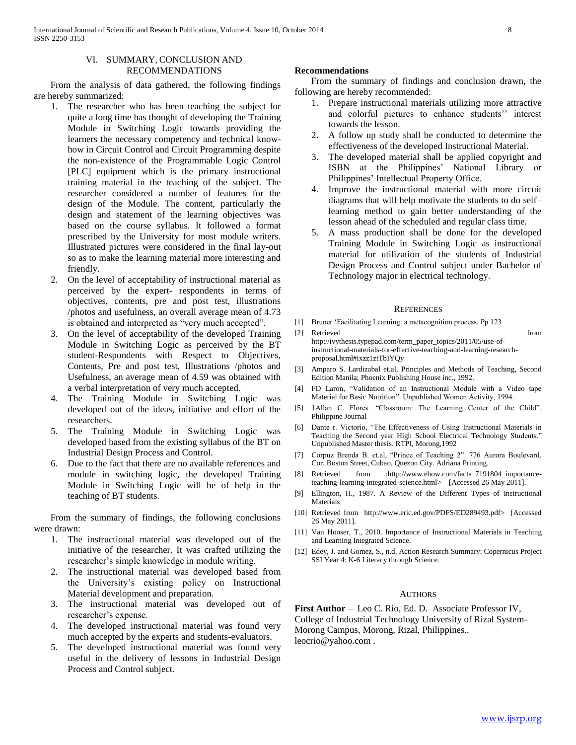## VI. SUMMARY, CONCLUSION AND RECOMMENDATIONS

From the analysis of data gathered, the following findings are hereby summarized:

1. The researcher who has been teaching the subject for quite a long time has thought of developing the Training Module in Switching Logic towards providing the learners the necessary competency and technical know-how in Circuit Control and Circuit Programming despite the non-existence of the Programmable Logic Control [PLC] equipment which is the primary instructional training material in the teaching of the subject. The researcher considered a number of features for the design of the Module. The content, particularly the design and statement of the learning objectives was based on the course syllabus. It followed a format prescribed by the University for most module writers. Illustrated pictures were considered in the final lay-out so as to make the learning material more interesting and friendly.
2. On the level of acceptability of instructional material as perceived by the expert- respondents in terms of objectives, contents, pre and post test, illustrations /photos and usefulness, an overall average mean of 4.73 is obtained and interpreted as "very much accepted".
3. On the level of acceptability of the developed Training Module in Switching Logic as perceived by the BT student-Respondents with Respect to Objectives, Contents, Pre and post test, Illustrations /photos and Usefulness, an average mean of 4.59 was obtained with a verbal interpretation of very much accepted.
4. The Training Module in Switching Logic was developed out of the ideas, initiative and effort of the researchers.
5. The Training Module in Switching Logic was developed based from the existing syllabus of the BT on Industrial Design Process and Control.
6. Due to the fact that there are no available references and module in switching logic, the developed Training Module in Switching Logic will be of help in the teaching of BT students.

From the summary of findings, the following conclusions were drawn:

1. The instructional material was developed out of the initiative of the researcher. It was crafted utilizing the researcher's simple knowledge in module writing.
2. The instructional material was developed based from the University's existing policy on Instructional Material development and preparation.
3. The instructional material was developed out of researcher's expense.
4. The developed instructional material was found very much accepted by the experts and students-evaluators.
5. The developed instructional material was found very useful in the delivery of lessons in Industrial Design Process and Control subject.

**Recommendations**

From the summary of findings and conclusion drawn, the following are hereby recommended:

1. Prepare instructional materials utilizing more attractive and colorful pictures to enhance students'' interest towards the lesson.
2. A follow up study shall be conducted to determine the effectiveness of the developed Instructional Material.
3. The developed material shall be applied copyright and ISBN at the Philippines' National Library or Philippines' Intellectual Property Office.
4. Improve the instructional material with more circuit diagrams that will help motivate the students to do self–learning method to gain better understanding of the lesson ahead of the scheduled and regular class time.
5. A mass production shall be done for the developed Training Module in Switching Logic as instructional material for utilization of the students of Industrial Design Process and Control subject under Bachelor of Technology major in electrical technology.

## REFERENCES

[1] Bruner 'Facilitating Learning: a metacognition process. Pp 123

[2] Retrieved from http://ivythesis.typepad.com/term_paper_topics/2011/05/use-of-instructional-materials-for-effective-teaching-and-learning-research-proposal.html#ixzz1ztTbIYQy

[3] Amparo S. Lardizabal et.al, Principles and Methods of Teaching, Second Edition Manila; Phoenix Publishing House inc., 1992.

[4] FD Laron, "Validation of an Instructional Module with a Video tape Material for Basic Nutrition". Unpublished Women Activity, 1994.

[5] 1Allan C. Flores. "Classroom: The Learning Center of the Child". Philippine Journal

[6] Dante r. Victorio, "The Effectiveness of Using Instructional Materials in Teaching the Second year High School Electrical Technology Students." Unpublished Master thesis. RTPI, Morong,1992

[7] Corpuz Brenda B. et.al, "Prince of Teaching 2". 776 Aurora Boulevard, Cor. Boston Street, Cubao, Quezon City. Adriana Printing.

[8] Retrieved from :http://www.ehow.com/facts_7191804_importance-teaching-learning-integrated-science.html> [Accessed 26 May 2011].

[9] Ellington, H., 1987. A Review of the Different Types of Instructional Materials

[10] Retrieved from http://www.eric.ed.gov/PDFS/ED289493.pdf> [Accessed 26 May 2011].

[11] Van Hooser, T., 2010. Importance of Instructional Materials in Teaching and Learning Integrated Science.

[12] Edey, J. and Gomez, S., n.d. Action Research Summary: Copernicus Project SSI Year 4: K-6 Literacy through Science.

## AUTHORS

**First Author** – Leo C. Rio, Ed. D. Associate Professor IV, College of Industrial Technology University of Rizal System-Morong Campus, Morong, Rizal, Philippines.. leocrio@yahoo.com .